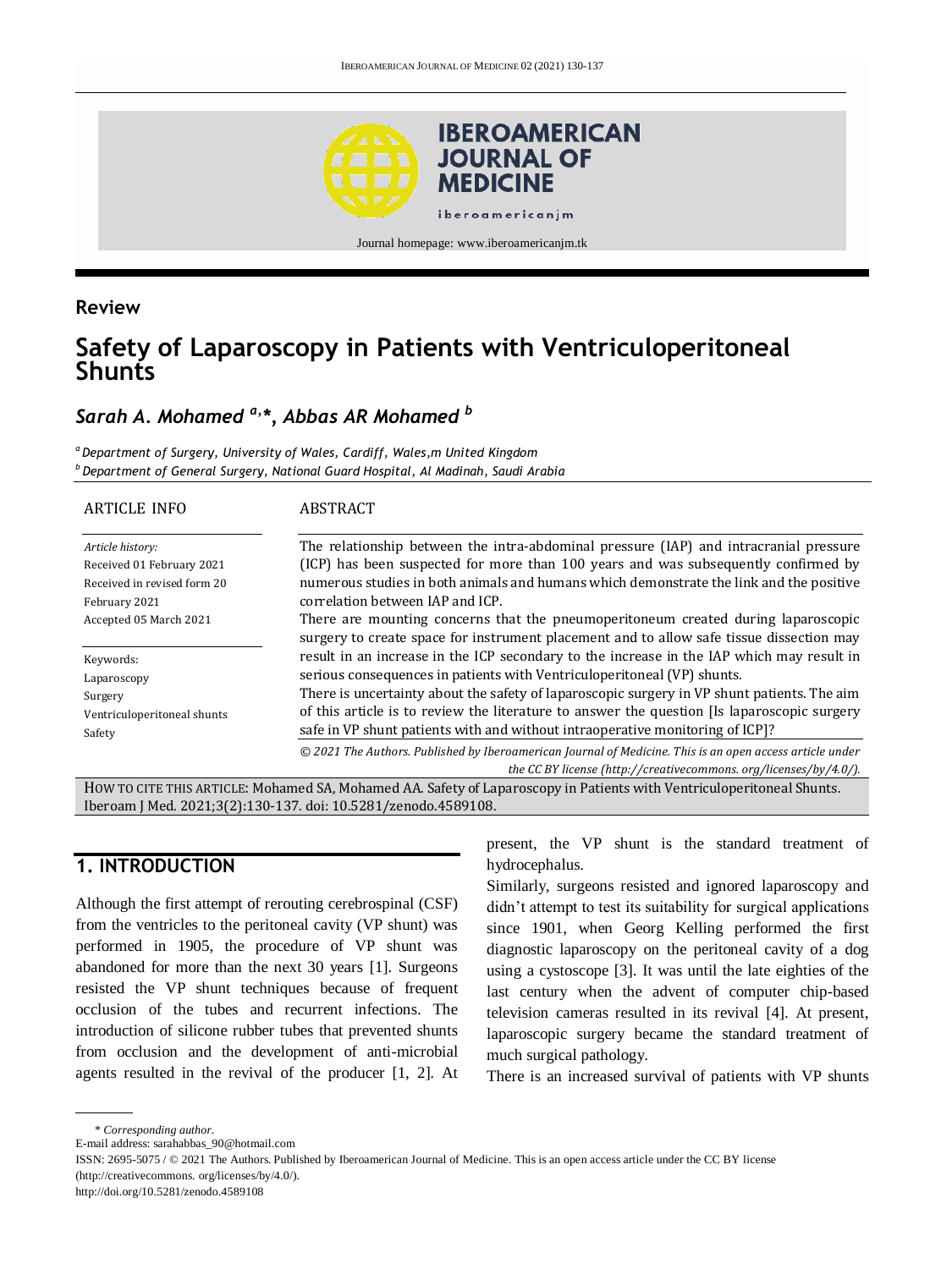## Review

# Safety of Laparoscopy in Patients with Ventriculoperitoneal Shunts

***Sarah A. Mohamed*** [a,*], ***Abbas AR Mohamed*** [b]

[a] *Department of Surgery, University of Wales, Cardiff, Wales,m United Kingdom*
[b] *Department of General Surgery, National Guard Hospital, Al Madinah, Saudi Arabia*

ARTICLE INFO

*Article history:*
Received 01 February 2021
Received in revised form 20 February 2021
Accepted 05 March 2021

Keywords:
Laparoscopy
Surgery
Ventriculoperitoneal shunts
Safety

ABSTRACT

The relationship between the intra-abdominal pressure (IAP) and intracranial pressure (ICP) has been suspected for more than 100 years and was subsequently confirmed by numerous studies in both animals and humans which demonstrate the link and the positive correlation between IAP and ICP.

There are mounting concerns that the pneumoperitoneum created during laparoscopic surgery to create space for instrument placement and to allow safe tissue dissection may result in an increase in the ICP secondary to the increase in the IAP which may result in serious consequences in patients with Ventriculoperitoneal (VP) shunts.

There is uncertainty about the safety of laparoscopic surgery in VP shunt patients. The aim of this article is to review the literature to answer the question [Is laparoscopic surgery safe in VP shunt patients with and without intraoperative monitoring of ICP]?

*© 2021 The Authors. Published by Iberoamerican Journal of Medicine. This is an open access article under the CC BY license (http://creativecommons. org/licenses/by/4.0/).*

HOW TO CITE THIS ARTICLE: Mohamed SA, Mohamed AA. Safety of Laparoscopy in Patients with Ventriculoperitoneal Shunts. Iberoam J Med. 2021;3(2):130-137. doi: 10.5281/zenodo.4589108.

## 1. INTRODUCTION

Although the first attempt of rerouting cerebrospinal (CSF) from the ventricles to the peritoneal cavity (VP shunt) was performed in 1905, the procedure of VP shunt was abandoned for more than the next 30 years [1]. Surgeons resisted the VP shunt techniques because of frequent occlusion of the tubes and recurrent infections. The introduction of silicone rubber tubes that prevented shunts from occlusion and the development of anti-microbial agents resulted in the revival of the producer [1, 2]. At present, the VP shunt is the standard treatment of hydrocephalus.

Similarly, surgeons resisted and ignored laparoscopy and didn't attempt to test its suitability for surgical applications since 1901, when Georg Kelling performed the first diagnostic laparoscopy on the peritoneal cavity of a dog using a cystoscope [3]. It was until the late eighties of the last century when the advent of computer chip-based television cameras resulted in its revival [4]. At present, laparoscopic surgery became the standard treatment of much surgical pathology.

There is an increased survival of patients with VP shunts

\* *Corresponding author.*
E-mail address: sarahabbas_90@hotmail.com
ISSN: 2695-5075 / © 2021 The Authors. Published by Iberoamerican Journal of Medicine. This is an open access article under the CC BY license (http://creativecommons. org/licenses/by/4.0/).
http://doi.org/10.5281/zenodo.4589108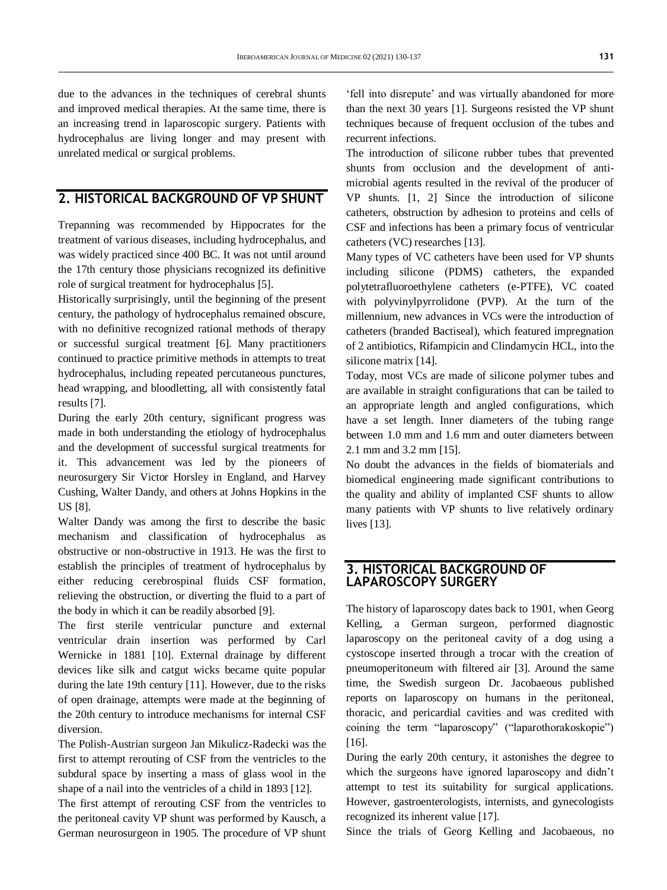due to the advances in the techniques of cerebral shunts and improved medical therapies. At the same time, there is an increasing trend in laparoscopic surgery. Patients with hydrocephalus are living longer and may present with unrelated medical or surgical problems.

## 2. HISTORICAL BACKGROUND OF VP SHUNT

Trepanning was recommended by Hippocrates for the treatment of various diseases, including hydrocephalus, and was widely practiced since 400 BC. It was not until around the 17th century those physicians recognized its definitive role of surgical treatment for hydrocephalus [5].

Historically surprisingly, until the beginning of the present century, the pathology of hydrocephalus remained obscure, with no definitive recognized rational methods of therapy or successful surgical treatment [6]. Many practitioners continued to practice primitive methods in attempts to treat hydrocephalus, including repeated percutaneous punctures, head wrapping, and bloodletting, all with consistently fatal results [7].

During the early 20th century, significant progress was made in both understanding the etiology of hydrocephalus and the development of successful surgical treatments for it. This advancement was led by the pioneers of neurosurgery Sir Victor Horsley in England, and Harvey Cushing, Walter Dandy, and others at Johns Hopkins in the US [8].

Walter Dandy was among the first to describe the basic mechanism and classification of hydrocephalus as obstructive or non-obstructive in 1913. He was the first to establish the principles of treatment of hydrocephalus by either reducing cerebrospinal fluids CSF formation, relieving the obstruction, or diverting the fluid to a part of the body in which it can be readily absorbed [9].

The first sterile ventricular puncture and external ventricular drain insertion was performed by Carl Wernicke in 1881 [10]. External drainage by different devices like silk and catgut wicks became quite popular during the late 19th century [11]. However, due to the risks of open drainage, attempts were made at the beginning of the 20th century to introduce mechanisms for internal CSF diversion.

The Polish-Austrian surgeon Jan Mikulicz-Radecki was the first to attempt rerouting of CSF from the ventricles to the subdural space by inserting a mass of glass wool in the shape of a nail into the ventricles of a child in 1893 [12].

The first attempt of rerouting CSF from the ventricles to the peritoneal cavity VP shunt was performed by Kausch, a German neurosurgeon in 1905. The procedure of VP shunt 'fell into disrepute' and was virtually abandoned for more than the next 30 years [1]. Surgeons resisted the VP shunt techniques because of frequent occlusion of the tubes and recurrent infections.

The introduction of silicone rubber tubes that prevented shunts from occlusion and the development of anti-microbial agents resulted in the revival of the producer of VP shunts. [1, 2] Since the introduction of silicone catheters, obstruction by adhesion to proteins and cells of CSF and infections has been a primary focus of ventricular catheters (VC) researches [13].

Many types of VC catheters have been used for VP shunts including silicone (PDMS) catheters, the expanded polytetrafluoroethylene catheters (e-PTFE), VC coated with polyvinylpyrrolidone (PVP). At the turn of the millennium, new advances in VCs were the introduction of catheters (branded Bactiseal), which featured impregnation of 2 antibiotics, Rifampicin and Clindamycin HCL, into the silicone matrix [14].

Today, most VCs are made of silicone polymer tubes and are available in straight configurations that can be tailed to an appropriate length and angled configurations, which have a set length. Inner diameters of the tubing range between 1.0 mm and 1.6 mm and outer diameters between 2.1 mm and 3.2 mm [15].

No doubt the advances in the fields of biomaterials and biomedical engineering made significant contributions to the quality and ability of implanted CSF shunts to allow many patients with VP shunts to live relatively ordinary lives [13].

## 3. HISTORICAL BACKGROUND OF LAPAROSCOPY SURGERY

The history of laparoscopy dates back to 1901, when Georg Kelling, a German surgeon, performed diagnostic laparoscopy on the peritoneal cavity of a dog using a cystoscope inserted through a trocar with the creation of pneumoperitoneum with filtered air [3]. Around the same time, the Swedish surgeon Dr. Jacobaeous published reports on laparoscopy on humans in the peritoneal, thoracic, and pericardial cavities and was credited with coining the term "laparoscopy" ("laparothorakoskopie") [16].

During the early 20th century, it astonishes the degree to which the surgeons have ignored laparoscopy and didn't attempt to test its suitability for surgical applications. However, gastroenterologists, internists, and gynecologists recognized its inherent value [17].

Since the trials of Georg Kelling and Jacobaeous, no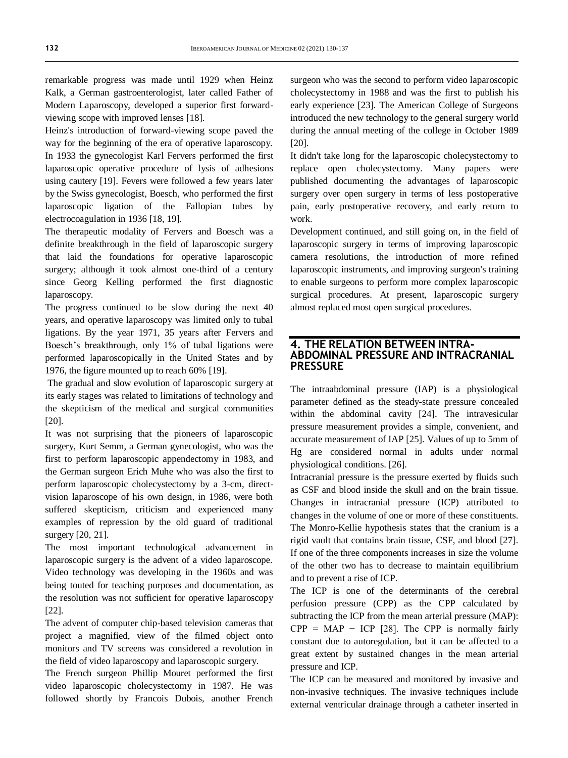remarkable progress was made until 1929 when Heinz Kalk, a German gastroenterologist, later called Father of Modern Laparoscopy, developed a superior first forward-viewing scope with improved lenses [18].

Heinz's introduction of forward-viewing scope paved the way for the beginning of the era of operative laparoscopy. In 1933 the gynecologist Karl Fervers performed the first laparoscopic operative procedure of lysis of adhesions using cautery [19]. Fevers were followed a few years later by the Swiss gynecologist, Boesch, who performed the first laparoscopic ligation of the Fallopian tubes by electrocoagulation in 1936 [18, 19].

The therapeutic modality of Fervers and Boesch was a definite breakthrough in the field of laparoscopic surgery that laid the foundations for operative laparoscopic surgery; although it took almost one-third of a century since Georg Kelling performed the first diagnostic laparoscopy.

The progress continued to be slow during the next 40 years, and operative laparoscopy was limited only to tubal ligations. By the year 1971, 35 years after Fervers and Boesch's breakthrough, only 1% of tubal ligations were performed laparoscopically in the United States and by 1976, the figure mounted up to reach 60% [19].

The gradual and slow evolution of laparoscopic surgery at its early stages was related to limitations of technology and the skepticism of the medical and surgical communities [20].

It was not surprising that the pioneers of laparoscopic surgery, Kurt Semm, a German gynecologist, who was the first to perform laparoscopic appendectomy in 1983, and the German surgeon Erich Muhe who was also the first to perform laparoscopic cholecystectomy by a 3-cm, direct-vision laparoscope of his own design, in 1986, were both suffered skepticism, criticism and experienced many examples of repression by the old guard of traditional surgery [20, 21].

The most important technological advancement in laparoscopic surgery is the advent of a video laparoscope. Video technology was developing in the 1960s and was being touted for teaching purposes and documentation, as the resolution was not sufficient for operative laparoscopy [22].

The advent of computer chip-based television cameras that project a magnified, view of the filmed object onto monitors and TV screens was considered a revolution in the field of video laparoscopy and laparoscopic surgery.

The French surgeon Phillip Mouret performed the first video laparoscopic cholecystectomy in 1987. He was followed shortly by Francois Dubois, another French surgeon who was the second to perform video laparoscopic cholecystectomy in 1988 and was the first to publish his early experience [23]. The American College of Surgeons introduced the new technology to the general surgery world during the annual meeting of the college in October 1989 [20].

It didn't take long for the laparoscopic cholecystectomy to replace open cholecystectomy. Many papers were published documenting the advantages of laparoscopic surgery over open surgery in terms of less postoperative pain, early postoperative recovery, and early return to work.

Development continued, and still going on, in the field of laparoscopic surgery in terms of improving laparoscopic camera resolutions, the introduction of more refined laparoscopic instruments, and improving surgeon's training to enable surgeons to perform more complex laparoscopic surgical procedures. At present, laparoscopic surgery almost replaced most open surgical procedures.

## 4. THE RELATION BETWEEN INTRA-ABDOMINAL PRESSURE AND INTRACRANIAL PRESSURE

The intraabdominal pressure (IAP) is a physiological parameter defined as the steady-state pressure concealed within the abdominal cavity [24]. The intravesicular pressure measurement provides a simple, convenient, and accurate measurement of IAP [25]. Values of up to 5mm of Hg are considered normal in adults under normal physiological conditions. [26].

Intracranial pressure is the pressure exerted by fluids such as CSF and blood inside the skull and on the brain tissue. Changes in intracranial pressure (ICP) attributed to changes in the volume of one or more of these constituents. The Monro-Kellie hypothesis states that the cranium is a rigid vault that contains brain tissue, CSF, and blood [27]. If one of the three components increases in size the volume of the other two has to decrease to maintain equilibrium and to prevent a rise of ICP.

The ICP is one of the determinants of the cerebral perfusion pressure (CPP) as the CPP calculated by subtracting the ICP from the mean arterial pressure (MAP): $CPP = MAP - ICP$ [28]. The CPP is normally fairly constant due to autoregulation, but it can be affected to a great extent by sustained changes in the mean arterial pressure and ICP.

The ICP can be measured and monitored by invasive and non-invasive techniques. The invasive techniques include external ventricular drainage through a catheter inserted in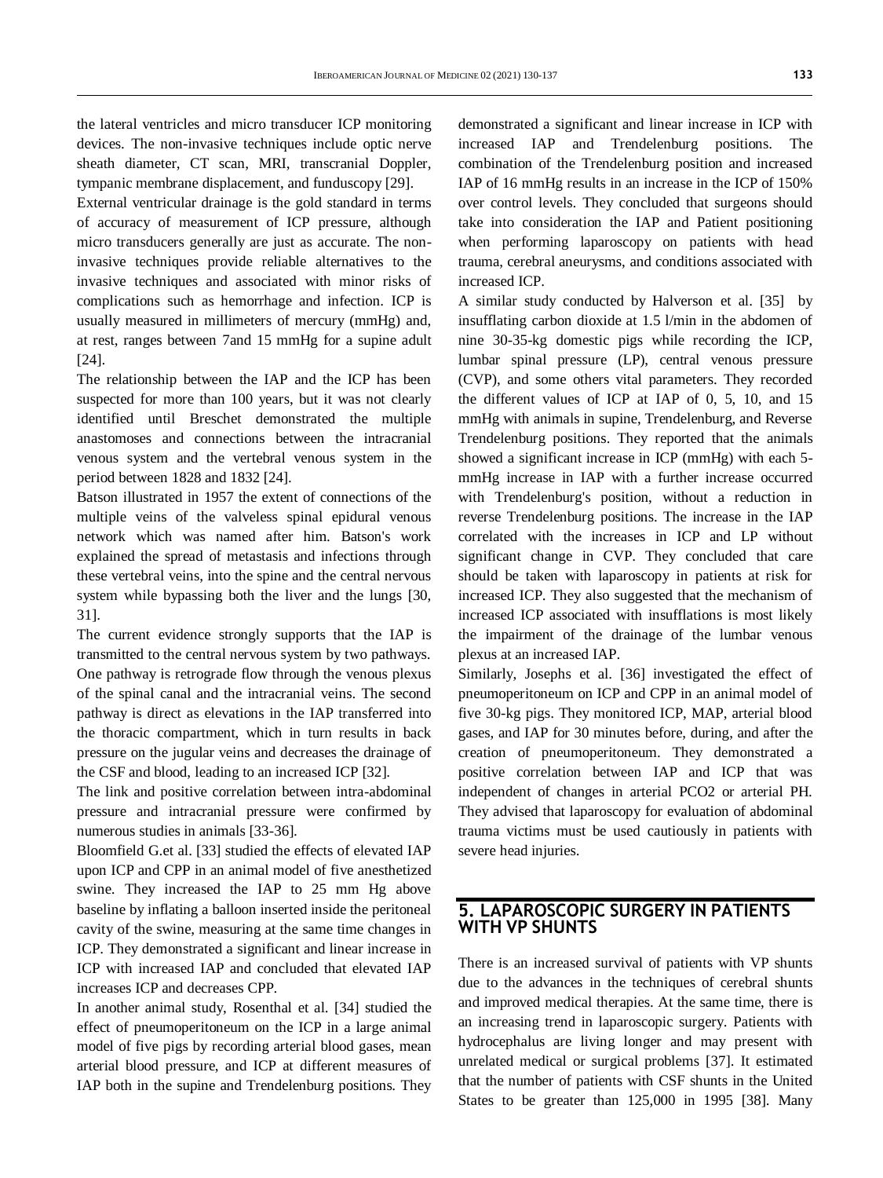the lateral ventricles and micro transducer ICP monitoring devices. The non-invasive techniques include optic nerve sheath diameter, CT scan, MRI, transcranial Doppler, tympanic membrane displacement, and funduscopy [29].

External ventricular drainage is the gold standard in terms of accuracy of measurement of ICP pressure, although micro transducers generally are just as accurate. The non-invasive techniques provide reliable alternatives to the invasive techniques and associated with minor risks of complications such as hemorrhage and infection. ICP is usually measured in millimeters of mercury (mmHg) and, at rest, ranges between 7and 15 mmHg for a supine adult [24].

The relationship between the IAP and the ICP has been suspected for more than 100 years, but it was not clearly identified until Breschet demonstrated the multiple anastomoses and connections between the intracranial venous system and the vertebral venous system in the period between 1828 and 1832 [24].

Batson illustrated in 1957 the extent of connections of the multiple veins of the valveless spinal epidural venous network which was named after him. Batson's work explained the spread of metastasis and infections through these vertebral veins, into the spine and the central nervous system while bypassing both the liver and the lungs [30, 31].

The current evidence strongly supports that the IAP is transmitted to the central nervous system by two pathways. One pathway is retrograde flow through the venous plexus of the spinal canal and the intracranial veins. The second pathway is direct as elevations in the IAP transferred into the thoracic compartment, which in turn results in back pressure on the jugular veins and decreases the drainage of the CSF and blood, leading to an increased ICP [32].

The link and positive correlation between intra-abdominal pressure and intracranial pressure were confirmed by numerous studies in animals [33-36].

Bloomfield G.et al. [33] studied the effects of elevated IAP upon ICP and CPP in an animal model of five anesthetized swine. They increased the IAP to 25 mm Hg above baseline by inflating a balloon inserted inside the peritoneal cavity of the swine, measuring at the same time changes in ICP. They demonstrated a significant and linear increase in ICP with increased IAP and concluded that elevated IAP increases ICP and decreases CPP.

In another animal study, Rosenthal et al. [34] studied the effect of pneumoperitoneum on the ICP in a large animal model of five pigs by recording arterial blood gases, mean arterial blood pressure, and ICP at different measures of IAP both in the supine and Trendelenburg positions. They demonstrated a significant and linear increase in ICP with increased IAP and Trendelenburg positions. The combination of the Trendelenburg position and increased IAP of 16 mmHg results in an increase in the ICP of 150% over control levels. They concluded that surgeons should take into consideration the IAP and Patient positioning when performing laparoscopy on patients with head trauma, cerebral aneurysms, and conditions associated with increased ICP.

A similar study conducted by Halverson et al. [35] by insufflating carbon dioxide at 1.5 l/min in the abdomen of nine 30-35-kg domestic pigs while recording the ICP, lumbar spinal pressure (LP), central venous pressure (CVP), and some others vital parameters. They recorded the different values of ICP at IAP of 0, 5, 10, and 15 mmHg with animals in supine, Trendelenburg, and Reverse Trendelenburg positions. They reported that the animals showed a significant increase in ICP (mmHg) with each 5-mmHg increase in IAP with a further increase occurred with Trendelenburg's position, without a reduction in reverse Trendelenburg positions. The increase in the IAP correlated with the increases in ICP and LP without significant change in CVP. They concluded that care should be taken with laparoscopy in patients at risk for increased ICP. They also suggested that the mechanism of increased ICP associated with insufflations is most likely the impairment of the drainage of the lumbar venous plexus at an increased IAP.

Similarly, Josephs et al. [36] investigated the effect of pneumoperitoneum on ICP and CPP in an animal model of five 30-kg pigs. They monitored ICP, MAP, arterial blood gases, and IAP for 30 minutes before, during, and after the creation of pneumoperitoneum. They demonstrated a positive correlation between IAP and ICP that was independent of changes in arterial PCO2 or arterial PH. They advised that laparoscopy for evaluation of abdominal trauma victims must be used cautiously in patients with severe head injuries.

## 5. LAPAROSCOPIC SURGERY IN PATIENTS WITH VP SHUNTS

There is an increased survival of patients with VP shunts due to the advances in the techniques of cerebral shunts and improved medical therapies. At the same time, there is an increasing trend in laparoscopic surgery. Patients with hydrocephalus are living longer and may present with unrelated medical or surgical problems [37]. It estimated that the number of patients with CSF shunts in the United States to be greater than 125,000 in 1995 [38]. Many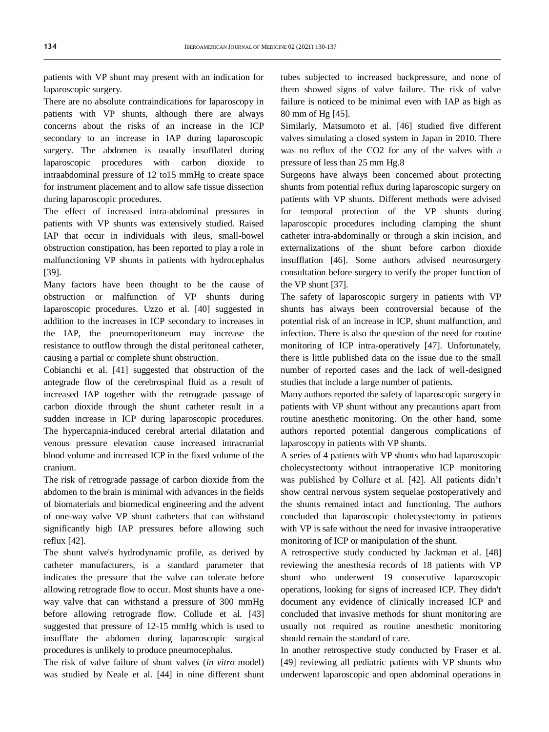patients with VP shunt may present with an indication for laparoscopic surgery.

There are no absolute contraindications for laparoscopy in patients with VP shunts, although there are always concerns about the risks of an increase in the ICP secondary to an increase in IAP during laparoscopic surgery. The abdomen is usually insufflated during laparoscopic procedures with carbon dioxide to intraabdominal pressure of 12 to15 mmHg to create space for instrument placement and to allow safe tissue dissection during laparoscopic procedures.

The effect of increased intra-abdominal pressures in patients with VP shunts was extensively studied. Raised IAP that occur in individuals with ileus, small-bowel obstruction constipation, has been reported to play a role in malfunctioning VP shunts in patients with hydrocephalus [39].

Many factors have been thought to be the cause of obstruction or malfunction of VP shunts during laparoscopic procedures. Uzzo et al. [40] suggested in addition to the increases in ICP secondary to increases in the IAP, the pneumoperitoneum may increase the resistance to outflow through the distal peritoneal catheter, causing a partial or complete shunt obstruction.

Cobianchi et al. [41] suggested that obstruction of the antegrade flow of the cerebrospinal fluid as a result of increased IAP together with the retrograde passage of carbon dioxide through the shunt catheter result in a sudden increase in ICP during laparoscopic procedures. The hypercapnia-induced cerebral arterial dilatation and venous pressure elevation cause increased intracranial blood volume and increased ICP in the fixed volume of the cranium.

The risk of retrograde passage of carbon dioxide from the abdomen to the brain is minimal with advances in the fields of biomaterials and biomedical engineering and the advent of one-way valve VP shunt catheters that can withstand significantly high IAP pressures before allowing such reflux [42].

The shunt valve's hydrodynamic profile, as derived by catheter manufacturers, is a standard parameter that indicates the pressure that the valve can tolerate before allowing retrograde flow to occur. Most shunts have a one-way valve that can withstand a pressure of 300 mmHg before allowing retrograde flow. Collude et al. [43] suggested that pressure of 12-15 mmHg which is used to insufflate the abdomen during laparoscopic surgical procedures is unlikely to produce pneumocephalus.

The risk of valve failure of shunt valves (*in vitro* model) was studied by Neale et al. [44] in nine different shunt tubes subjected to increased backpressure, and none of them showed signs of valve failure. The risk of valve failure is noticed to be minimal even with IAP as high as 80 mm of Hg [45].

Similarly, Matsumoto et al. [46] studied five different valves simulating a closed system in Japan in 2010. There was no reflux of the $CO_2$ for any of the valves with a pressure of less than 25 mm Hg.8

Surgeons have always been concerned about protecting shunts from potential reflux during laparoscopic surgery on patients with VP shunts. Different methods were advised for temporal protection of the VP shunts during laparoscopic procedures including clamping the shunt catheter intra-abdominally or through a skin incision, and externalizations of the shunt before carbon dioxide insufflation [46]. Some authors advised neurosurgery consultation before surgery to verify the proper function of the VP shunt [37].

The safety of laparoscopic surgery in patients with VP shunts has always been controversial because of the potential risk of an increase in ICP, shunt malfunction, and infection. There is also the question of the need for routine monitoring of ICP intra-operatively [47]. Unfortunately, there is little published data on the issue due to the small number of reported cases and the lack of well-designed studies that include a large number of patients.

Many authors reported the safety of laparoscopic surgery in patients with VP shunt without any precautions apart from routine anesthetic monitoring. On the other hand, some authors reported potential dangerous complications of laparoscopy in patients with VP shunts.

A series of 4 patients with VP shunts who had laparoscopic cholecystectomy without intraoperative ICP monitoring was published by Collure et al. [42]. All patients didn't show central nervous system sequelae postoperatively and the shunts remained intact and functioning. The authors concluded that laparoscopic cholecystectomy in patients with VP is safe without the need for invasive intraoperative monitoring of ICP or manipulation of the shunt.

A retrospective study conducted by Jackman et al. [48] reviewing the anesthesia records of 18 patients with VP shunt who underwent 19 consecutive laparoscopic operations, looking for signs of increased ICP. They didn't document any evidence of clinically increased ICP and concluded that invasive methods for shunt monitoring are usually not required as routine anesthetic monitoring should remain the standard of care.

In another retrospective study conducted by Fraser et al. [49] reviewing all pediatric patients with VP shunts who underwent laparoscopic and open abdominal operations in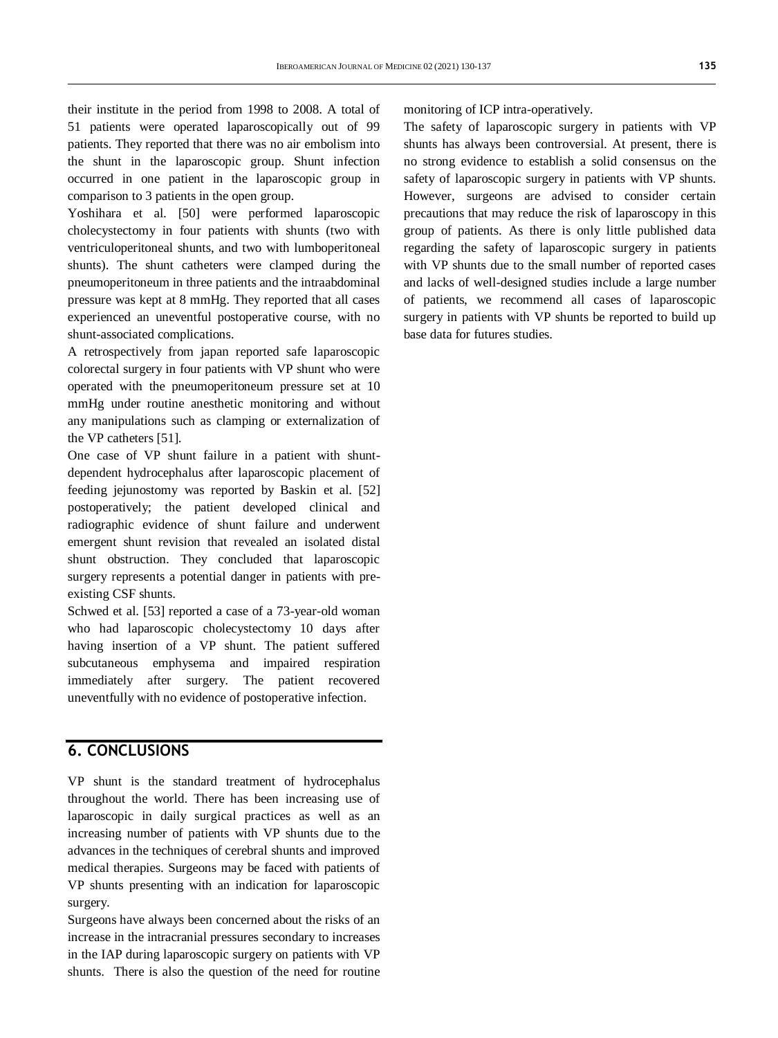their institute in the period from 1998 to 2008. A total of 51 patients were operated laparoscopically out of 99 patients. They reported that there was no air embolism into the shunt in the laparoscopic group. Shunt infection occurred in one patient in the laparoscopic group in comparison to 3 patients in the open group.

Yoshihara et al. [50] were performed laparoscopic cholecystectomy in four patients with shunts (two with ventriculoperitoneal shunts, and two with lumboperitoneal shunts). The shunt catheters were clamped during the pneumoperitoneum in three patients and the intraabdominal pressure was kept at 8 mmHg. They reported that all cases experienced an uneventful postoperative course, with no shunt-associated complications.

A retrospectively from japan reported safe laparoscopic colorectal surgery in four patients with VP shunt who were operated with the pneumoperitoneum pressure set at 10 mmHg under routine anesthetic monitoring and without any manipulations such as clamping or externalization of the VP catheters [51].

One case of VP shunt failure in a patient with shunt-dependent hydrocephalus after laparoscopic placement of feeding jejunostomy was reported by Baskin et al. [52] postoperatively; the patient developed clinical and radiographic evidence of shunt failure and underwent emergent shunt revision that revealed an isolated distal shunt obstruction. They concluded that laparoscopic surgery represents a potential danger in patients with pre-existing CSF shunts.

Schwed et al. [53] reported a case of a 73-year-old woman who had laparoscopic cholecystectomy 10 days after having insertion of a VP shunt. The patient suffered subcutaneous emphysema and impaired respiration immediately after surgery. The patient recovered uneventfully with no evidence of postoperative infection.

## 6. CONCLUSIONS

VP shunt is the standard treatment of hydrocephalus throughout the world. There has been increasing use of laparoscopic in daily surgical practices as well as an increasing number of patients with VP shunts due to the advances in the techniques of cerebral shunts and improved medical therapies. Surgeons may be faced with patients of VP shunts presenting with an indication for laparoscopic surgery.

Surgeons have always been concerned about the risks of an increase in the intracranial pressures secondary to increases in the IAP during laparoscopic surgery on patients with VP shunts. There is also the question of the need for routine monitoring of ICP intra-operatively.

The safety of laparoscopic surgery in patients with VP shunts has always been controversial. At present, there is no strong evidence to establish a solid consensus on the safety of laparoscopic surgery in patients with VP shunts. However, surgeons are advised to consider certain precautions that may reduce the risk of laparoscopy in this group of patients. As there is only little published data regarding the safety of laparoscopic surgery in patients with VP shunts due to the small number of reported cases and lacks of well-designed studies include a large number of patients, we recommend all cases of laparoscopic surgery in patients with VP shunts be reported to build up base data for futures studies.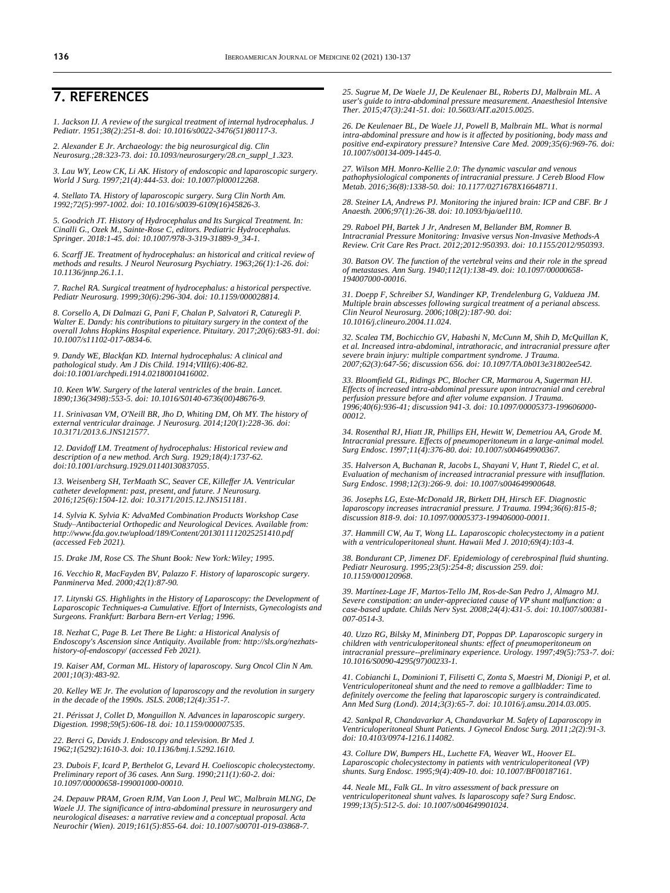# 7. REFERENCES

*1. Jackson IJ. A review of the surgical treatment of internal hydrocephalus. J Pediatr. 1951;38(2):251-8. doi: 10.1016/s0022-3476(51)80117-3.*

*2. Alexander E Jr. Archaeology: the big neurosurgical dig. Clin Neurosurg.;28:323-73. doi: 10.1093/neurosurgery/28.cn_suppl_1.323.*

*3. Lau WY, Leow CK, Li AK. History of endoscopic and laparoscopic surgery. World J Surg. 1997;21(4):444-53. doi: 10.1007/pl00012268.*

*4. Stellato TA. History of laparoscopic surgery. Surg Clin North Am. 1992;72(5):997-1002. doi: 10.1016/s0039-6109(16)45826-3.*

*5. Goodrich JT. History of Hydrocephalus and Its Surgical Treatment. In: Cinalli G., Ozek M., Sainte-Rose C, editors. Pediatric Hydrocephalus. Springer. 2018:1-45. doi: 10.1007/978-3-319-31889-9_34-1.*

*6. Scarff JE. Treatment of hydrocephalus: an historical and critical review of methods and results. J Neurol Neurosurg Psychiatry. 1963;26(1):1-26. doi: 10.1136/jnnp.26.1.1.*

*7. Rachel RA. Surgical treatment of hydrocephalus: a historical perspective. Pediatr Neurosurg. 1999;30(6):296-304. doi: 10.1159/000028814.*

*8. Corsello A, Di Dalmazi G, Pani F, Chalan P, Salvatori R, Caturegli P. Walter E. Dandy: his contributions to pituitary surgery in the context of the overall Johns Hopkins Hospital experience. Pituitary. 2017;20(6):683-91. doi: 10.1007/s11102-017-0834-6.*

*9. Dandy WE, Blackfan KD. Internal hydrocephalus: A clinical and pathological study. Am J Dis Child. 1914;VIII(6):406-82. doi:10.1001/archpedi.1914.02180010416002.*

*10. Keen WW. Surgery of the lateral ventricles of the brain. Lancet. 1890;136(3498):553-5. doi: 10.1016/S0140-6736(00)48676-9.*

*11. Srinivasan VM, O'Neill BR, Jho D, Whiting DM, Oh MY. The history of external ventricular drainage. J Neurosurg. 2014;120(1):228-36. doi: 10.3171/2013.6.JNS121577.*

*12. Davidoff LM. Treatment of hydrocephalus: Historical review and description of a new method. Arch Surg. 1929;18(4):1737-62. doi:10.1001/archsurg.1929.01140130837055.*

*13. Weisenberg SH, TerMaath SC, Seaver CE, Killeffer JA. Ventricular catheter development: past, present, and future. J Neurosurg. 2016;125(6):1504-12. doi: 10.3171/2015.12.JNS151181.*

*14. Sylvia K. Sylvia K: AdvaMed Combination Products Workshop Case Study–Antibacterial Orthopedic and Neurological Devices. Available from: http://www.fda.gov.tw/upload/189/Content/2013011112025251410.pdf (accessed Feb 2021).*

*15. Drake JM, Rose CS. The Shunt Book: New York:Wiley; 1995.*

*16. Vecchio R, MacFayden BV, Palazzo F. History of laparoscopic surgery. Panminerva Med. 2000;42(1):87-90.*

*17. Litynski GS. Highlights in the History of Laparoscopy: the Development of Laparoscopic Techniques-a Cumulative. Effort of Internists, Gynecologists and Surgeons. Frankfurt: Barbara Bern-ert Verlag; 1996.*

*18. Nezhat C, Page B. Let There Be Light: a Historical Analysis of Endoscopy's Ascension since Antiquity. Available from: http://sls.org/nezhats-history-of-endoscopy/ (accessed Feb 2021).*

*19. Kaiser AM, Corman ML. History of laparoscopy. Surg Oncol Clin N Am. 2001;10(3):483-92.*

*20. Kelley WE Jr. The evolution of laparoscopy and the revolution in surgery in the decade of the 1990s. JSLS. 2008;12(4):351-7.*

*21. Périssat J, Collet D, Monguillon N. Advances in laparoscopic surgery. Digestion. 1998;59(5):606-18. doi: 10.1159/000007535.*

*22. Berci G, Davids J. Endoscopy and television. Br Med J. 1962;1(5292):1610-3. doi: 10.1136/bmj.1.5292.1610.*

*23. Dubois F, Icard P, Berthelot G, Levard H. Coelioscopic cholecystectomy. Preliminary report of 36 cases. Ann Surg. 1990;211(1):60-2. doi: 10.1097/00000658-199001000-00010.*

*24. Depauw PRAM, Groen RJM, Van Loon J, Peul WC, Malbrain MLNG, De Waele JJ. The significance of intra-abdominal pressure in neurosurgery and neurological diseases: a narrative review and a conceptual proposal. Acta Neurochir (Wien). 2019;161(5):855-64. doi: 10.1007/s00701-019-03868-7.*

*25. Sugrue M, De Waele JJ, De Keulenaer BL, Roberts DJ, Malbrain ML. A user's guide to intra-abdominal pressure measurement. Anaesthesiol Intensive Ther. 2015;47(3):241-51. doi: 10.5603/AIT.a2015.0025.*

*26. De Keulenaer BL, De Waele JJ, Powell B, Malbrain ML. What is normal intra-abdominal pressure and how is it affected by positioning, body mass and positive end-expiratory pressure? Intensive Care Med. 2009;35(6):969-76. doi: 10.1007/s00134-009-1445-0.*

*27. Wilson MH. Monro-Kellie 2.0: The dynamic vascular and venous pathophysiological components of intracranial pressure. J Cereb Blood Flow Metab. 2016;36(8):1338-50. doi: 10.1177/0271678X16648711.*

*28. Steiner LA, Andrews PJ. Monitoring the injured brain: ICP and CBF. Br J Anaesth. 2006;97(1):26-38. doi: 10.1093/bja/ael110.*

*29. Raboel PH, Bartek J Jr, Andresen M, Bellander BM, Romner B. Intracranial Pressure Monitoring: Invasive versus Non-Invasive Methods-A Review. Crit Care Res Pract. 2012;2012:950393. doi: 10.1155/2012/950393.*

*30. Batson OV. The function of the vertebral veins and their role in the spread of metastases. Ann Surg. 1940;112(1):138-49. doi: 10.1097/00000658-194007000-00016.*

*31. Doepp F, Schreiber SJ, Wandinger KP, Trendelenburg G, Valdueza JM. Multiple brain abscesses following surgical treatment of a perianal abscess. Clin Neurol Neurosurg. 2006;108(2):187-90. doi: 10.1016/j.clineuro.2004.11.024.*

*32. Scalea TM, Bochicchio GV, Habashi N, McCunn M, Shih D, McQuillan K, et al. Increased intra-abdominal, intrathoracic, and intracranial pressure after severe brain injury: multiple compartment syndrome. J Trauma. 2007;62(3):647-56; discussion 656. doi: 10.1097/TA.0b013e31802ee542.*

*33. Bloomfield GL, Ridings PC, Blocher CR, Marmarou A, Sugerman HJ. Effects of increased intra-abdominal pressure upon intracranial and cerebral perfusion pressure before and after volume expansion. J Trauma. 1996;40(6):936-41; discussion 941-3. doi: 10.1097/00005373-199606000-00012.*

*34. Rosenthal RJ, Hiatt JR, Phillips EH, Hewitt W, Demetriou AA, Grode M. Intracranial pressure. Effects of pneumoperitoneum in a large-animal model. Surg Endosc. 1997;11(4):376-80. doi: 10.1007/s004649900367.*

*35. Halverson A, Buchanan R, Jacobs L, Shayani V, Hunt T, Riedel C, et al. Evaluation of mechanism of increased intracranial pressure with insufflation. Surg Endosc. 1998;12(3):266-9. doi: 10.1007/s004649900648.*

*36. Josephs LG, Este-McDonald JR, Birkett DH, Hirsch EF. Diagnostic laparoscopy increases intracranial pressure. J Trauma. 1994;36(6):815-8; discussion 818-9. doi: 10.1097/00005373-199406000-00011.*

*37. Hammill CW, Au T, Wong LL. Laparoscopic cholecystectomy in a patient with a ventriculoperitoneal shunt. Hawaii Med J. 2010;69(4):103-4.*

*38. Bondurant CP, Jimenez DF. Epidemiology of cerebrospinal fluid shunting. Pediatr Neurosurg. 1995;23(5):254-8; discussion 259. doi: 10.1159/000120968.*

*39. Martínez-Lage JF, Martos-Tello JM, Ros-de-San Pedro J, Almagro MJ. Severe constipation: an under-appreciated cause of VP shunt malfunction: a case-based update. Childs Nerv Syst. 2008;24(4):431-5. doi: 10.1007/s00381-007-0514-3.*

*40. Uzzo RG, Bilsky M, Mininberg DT, Poppas DP. Laparoscopic surgery in children with ventriculoperitoneal shunts: effect of pneumoperitoneum on intracranial pressure--preliminary experience. Urology. 1997;49(5):753-7. doi: 10.1016/S0090-4295(97)00233-1.*

*41. Cobianchi L, Dominioni T, Filisetti C, Zonta S, Maestri M, Dionigi P, et al. Ventriculoperitoneal shunt and the need to remove a gallbladder: Time to definitely overcome the feeling that laparoscopic surgery is contraindicated. Ann Med Surg (Lond). 2014;3(3):65-7. doi: 10.1016/j.amsu.2014.03.005.*

*42. Sankpal R, Chandavarkar A, Chandavarkar M. Safety of Laparoscopy in Ventriculoperitoneal Shunt Patients. J Gynecol Endosc Surg. 2011;2(2):91-3. doi: 10.4103/0974-1216.114082.*

*43. Collure DW, Bumpers HL, Luchette FA, Weaver WL, Hoover EL. Laparoscopic cholecystectomy in patients with ventriculoperitoneal (VP) shunts. Surg Endosc. 1995;9(4):409-10. doi: 10.1007/BF00187161.*

*44. Neale ML, Falk GL. In vitro assessment of back pressure on ventriculoperitoneal shunt valves. Is laparoscopy safe? Surg Endosc. 1999;13(5):512-5. doi: 10.1007/s004649901024.*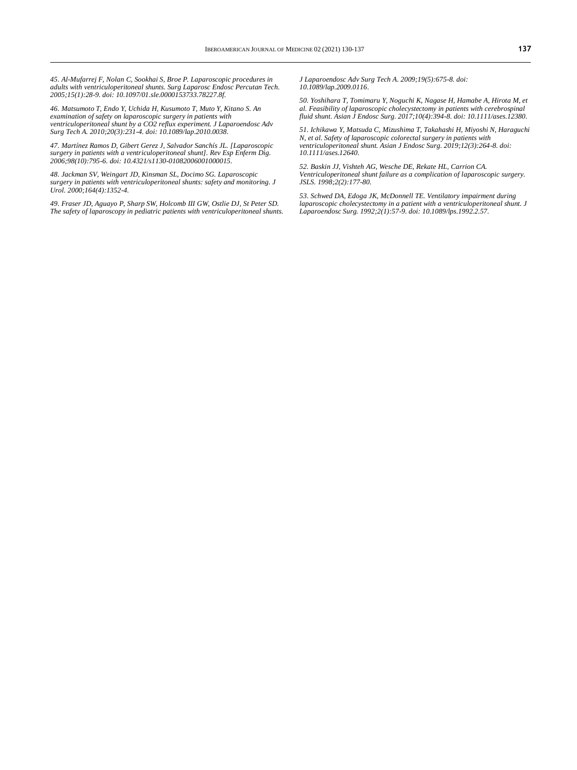*45. Al-Mufarrej F, Nolan C, Sookhai S, Broe P. Laparoscopic procedures in adults with ventriculoperitoneal shunts. Surg Laparosc Endosc Percutan Tech. 2005;15(1):28-9. doi: 10.1097/01.sle.0000153733.78227.8f.*

*46. Matsumoto T, Endo Y, Uchida H, Kusumoto T, Muto Y, Kitano S. An examination of safety on laparoscopic surgery in patients with ventriculoperitoneal shunt by a CO2 reflux experiment. J Laparoendosc Adv Surg Tech A. 2010;20(3):231-4. doi: 10.1089/lap.2010.0038.*

*47. Martínez Ramos D, Gibert Gerez J, Salvador Sanchís JL. [Laparoscopic surgery in patients with a ventriculoperitoneal shunt]. Rev Esp Enferm Dig. 2006;98(10):795-6. doi: 10.4321/s1130-01082006001000015.*

*48. Jackman SV, Weingart JD, Kinsman SL, Docimo SG. Laparoscopic surgery in patients with ventriculoperitoneal shunts: safety and monitoring. J Urol. 2000;164(4):1352-4.*

*49. Fraser JD, Aguayo P, Sharp SW, Holcomb III GW, Ostlie DJ, St Peter SD. The safety of laparoscopy in pediatric patients with ventriculoperitoneal shunts. J Laparoendosc Adv Surg Tech A. 2009;19(5):675-8. doi: 10.1089/lap.2009.0116.*

*50. Yoshihara T, Tomimaru Y, Noguchi K, Nagase H, Hamabe A, Hirota M, et al. Feasibility of laparoscopic cholecystectomy in patients with cerebrospinal fluid shunt. Asian J Endosc Surg. 2017;10(4):394-8. doi: 10.1111/ases.12380.*

*51. Ichikawa Y, Matsuda C, Mizushima T, Takahashi H, Miyoshi N, Haraguchi N, et al. Safety of laparoscopic colorectal surgery in patients with ventriculoperitoneal shunt. Asian J Endosc Surg. 2019;12(3):264-8. doi: 10.1111/ases.12640.*

*52. Baskin JJ, Vishteh AG, Wesche DE, Rekate HL, Carrion CA. Ventriculoperitoneal shunt failure as a complication of laparoscopic surgery. JSLS. 1998;2(2):177-80.*

*53. Schwed DA, Edoga JK, McDonnell TE. Ventilatory impairment during laparoscopic cholecystectomy in a patient with a ventriculoperitoneal shunt. J Laparoendosc Surg. 1992;2(1):57-9. doi: 10.1089/lps.1992.2.57.*